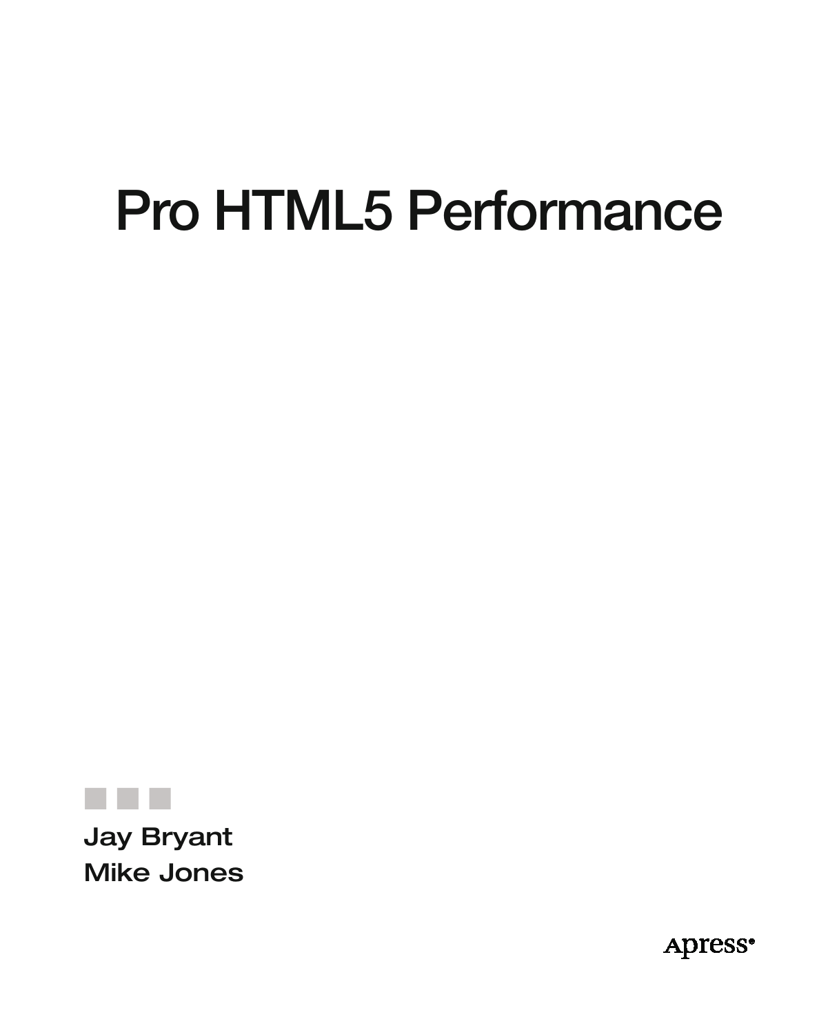# Pro HTML5 Performance

Jay Bryant

Mike Jones

Apress®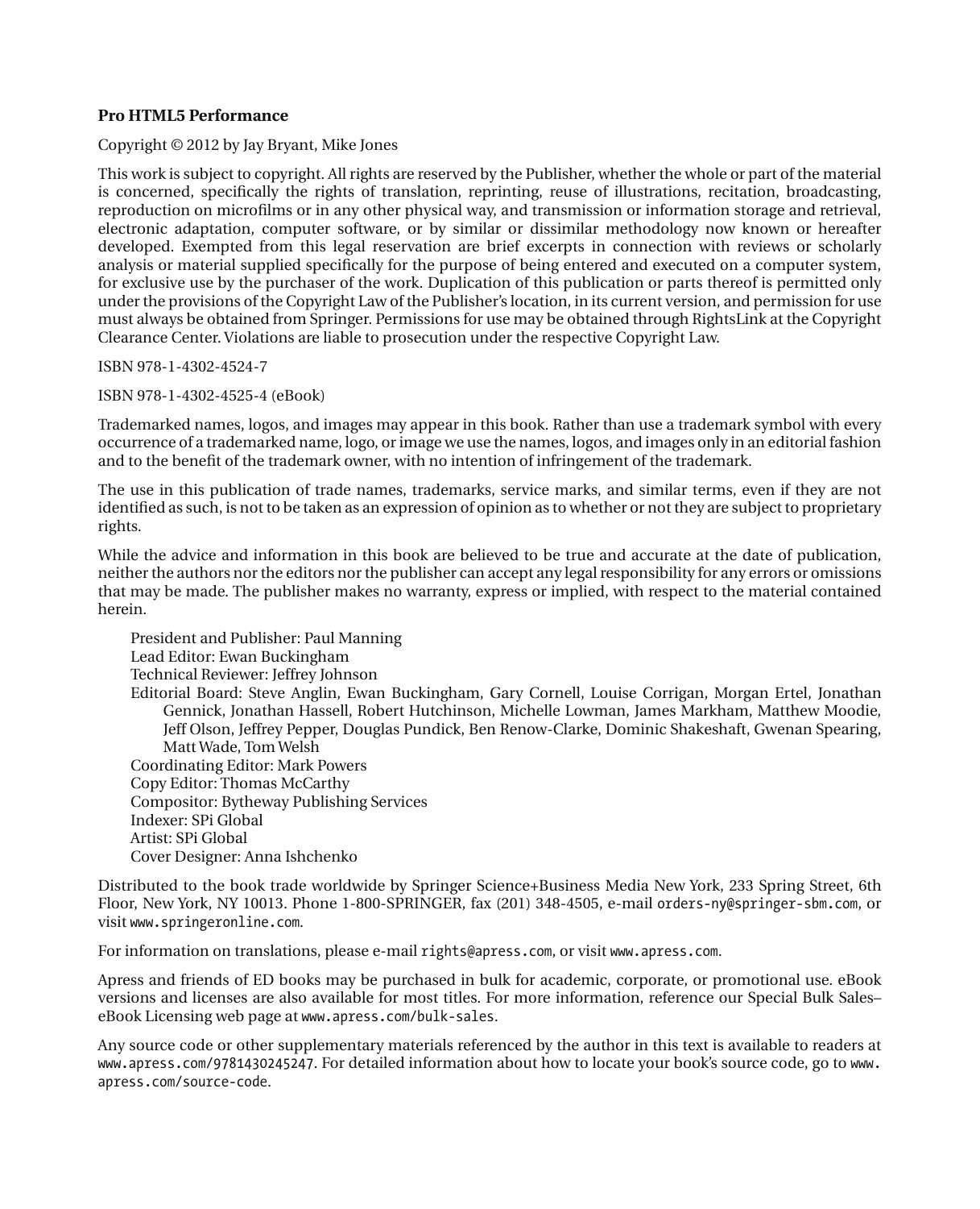**Pro HTML5 Performance**

Copyright © 2012 by Jay Bryant, Mike Jones

This work is subject to copyright. All rights are reserved by the Publisher, whether the whole or part of the material is concerned, specifically the rights of translation, reprinting, reuse of illustrations, recitation, broadcasting, reproduction on microfilms or in any other physical way, and transmission or information storage and retrieval, electronic adaptation, computer software, or by similar or dissimilar methodology now known or hereafter developed. Exempted from this legal reservation are brief excerpts in connection with reviews or scholarly analysis or material supplied specifically for the purpose of being entered and executed on a computer system, for exclusive use by the purchaser of the work. Duplication of this publication or parts thereof is permitted only under the provisions of the Copyright Law of the Publisher's location, in its current version, and permission for use must always be obtained from Springer. Permissions for use may be obtained through RightsLink at the Copyright Clearance Center. Violations are liable to prosecution under the respective Copyright Law.

ISBN 978-1-4302-4524-7

ISBN 978-1-4302-4525-4 (eBook)

Trademarked names, logos, and images may appear in this book. Rather than use a trademark symbol with every occurrence of a trademarked name, logo, or image we use the names, logos, and images only in an editorial fashion and to the benefit of the trademark owner, with no intention of infringement of the trademark.

The use in this publication of trade names, trademarks, service marks, and similar terms, even if they are not identified as such, is not to be taken as an expression of opinion as to whether or not they are subject to proprietary rights.

While the advice and information in this book are believed to be true and accurate at the date of publication, neither the authors nor the editors nor the publisher can accept any legal responsibility for any errors or omissions that may be made. The publisher makes no warranty, express or implied, with respect to the material contained herein.

President and Publisher: Paul Manning
Lead Editor: Ewan Buckingham
Technical Reviewer: Jeffrey Johnson
Editorial Board: Steve Anglin, Ewan Buckingham, Gary Cornell, Louise Corrigan, Morgan Ertel, Jonathan Gennick, Jonathan Hassell, Robert Hutchinson, Michelle Lowman, James Markham, Matthew Moodie, Jeff Olson, Jeffrey Pepper, Douglas Pundick, Ben Renow-Clarke, Dominic Shakeshaft, Gwenan Spearing, Matt Wade, Tom Welsh
Coordinating Editor: Mark Powers
Copy Editor: Thomas McCarthy
Compositor: Bytheway Publishing Services
Indexer: SPi Global
Artist: SPi Global
Cover Designer: Anna Ishchenko

Distributed to the book trade worldwide by Springer Science+Business Media New York, 233 Spring Street, 6th Floor, New York, NY 10013. Phone 1-800-SPRINGER, fax (201) 348-4505, e-mail orders-ny@springer-sbm.com, or visit www.springeronline.com.

For information on translations, please e-mail rights@apress.com, or visit www.apress.com.

Apress and friends of ED books may be purchased in bulk for academic, corporate, or promotional use. eBook versions and licenses are also available for most titles. For more information, reference our Special Bulk Sales–eBook Licensing web page at www.apress.com/bulk-sales.

Any source code or other supplementary materials referenced by the author in this text is available to readers at www.apress.com/9781430245247. For detailed information about how to locate your book's source code, go to www.apress.com/source-code.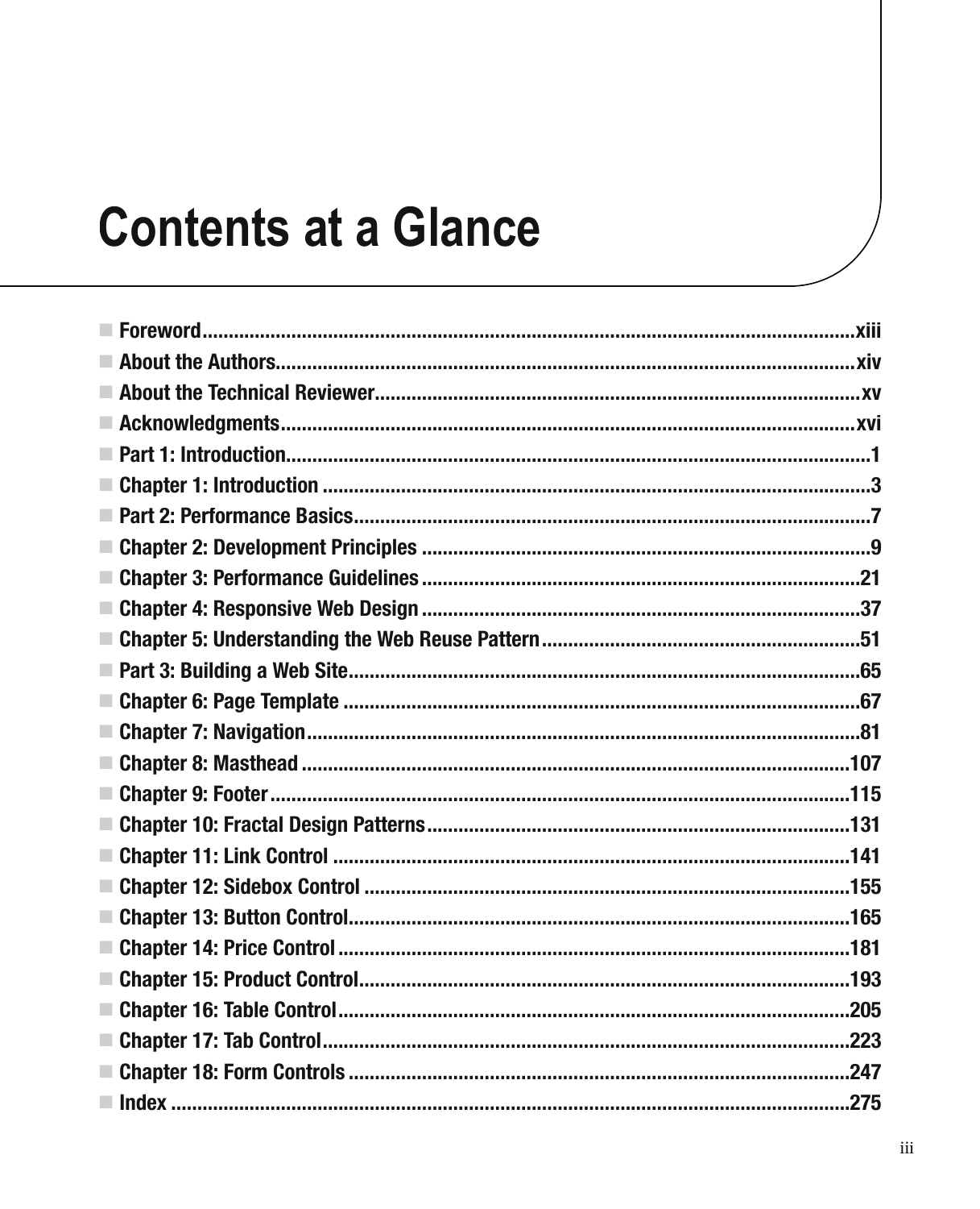# Contents at a Glance

- **Foreword** ........................................................ xiii
- **About the Authors** ........................................................ xiv
- **About the Technical Reviewer** ........................................................ xv
- **Acknowledgments** ........................................................ xvi
- **Part 1: Introduction** ........................................................ 1
- **Chapter 1: Introduction** ........................................................ 3
- **Part 2: Performance Basics** ........................................................ 7
- **Chapter 2: Development Principles** ........................................................ 9
- **Chapter 3: Performance Guidelines** ........................................................ 21
- **Chapter 4: Responsive Web Design** ........................................................ 37
- **Chapter 5: Understanding the Web Reuse Pattern** ........................................................ 51
- **Part 3: Building a Web Site** ........................................................ 65
- **Chapter 6: Page Template** ........................................................ 67
- **Chapter 7: Navigation** ........................................................ 81
- **Chapter 8: Masthead** ........................................................ 107
- **Chapter 9: Footer** ........................................................ 115
- **Chapter 10: Fractal Design Patterns** ........................................................ 131
- **Chapter 11: Link Control** ........................................................ 141
- **Chapter 12: Sidebox Control** ........................................................ 155
- **Chapter 13: Button Control** ........................................................ 165
- **Chapter 14: Price Control** ........................................................ 181
- **Chapter 15: Product Control** ........................................................ 193
- **Chapter 16: Table Control** ........................................................ 205
- **Chapter 17: Tab Control** ........................................................ 223
- **Chapter 18: Form Controls** ........................................................ 247
- **Index** ........................................................ 275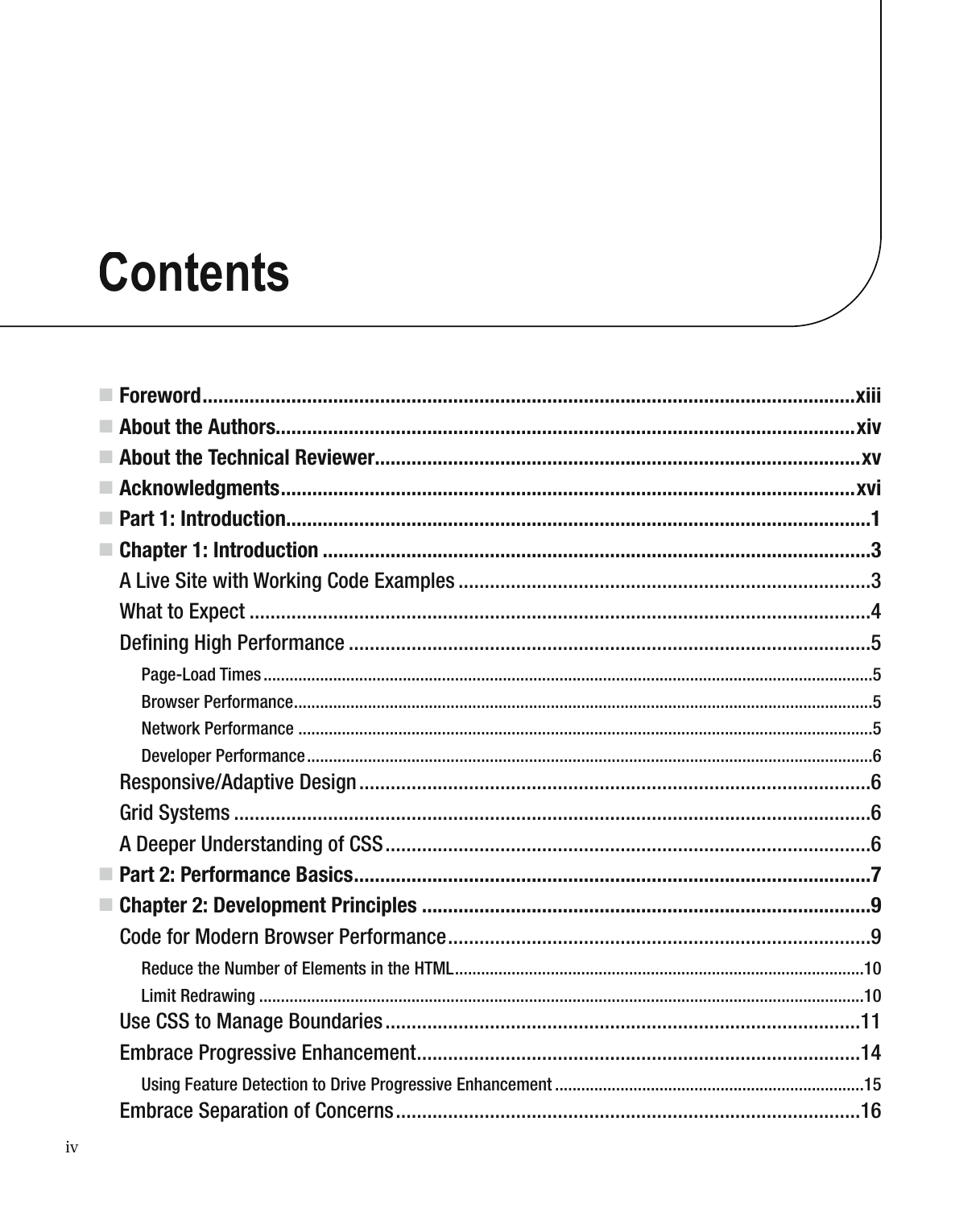# Contents

- **Foreword** .......... xiii
- **About the Authors** .......... xiv
- **About the Technical Reviewer** .......... xv
- **Acknowledgments** .......... xvi
- **Part 1: Introduction** .......... 1
- **Chapter 1: Introduction** .......... 3
  - A Live Site with Working Code Examples .......... 3
  - What to Expect .......... 4
  - Defining High Performance .......... 5
    - Page-Load Times .......... 5
    - Browser Performance .......... 5
    - Network Performance .......... 5
    - Developer Performance .......... 6
  - Responsive/Adaptive Design .......... 6
  - Grid Systems .......... 6
  - A Deeper Understanding of CSS .......... 6
- **Part 2: Performance Basics** .......... 7
- **Chapter 2: Development Principles** .......... 9
  - Code for Modern Browser Performance .......... 9
    - Reduce the Number of Elements in the HTML .......... 10
    - Limit Redrawing .......... 10
  - Use CSS to Manage Boundaries .......... 11
  - Embrace Progressive Enhancement .......... 14
    - Using Feature Detection to Drive Progressive Enhancement .......... 15
  - Embrace Separation of Concerns .......... 16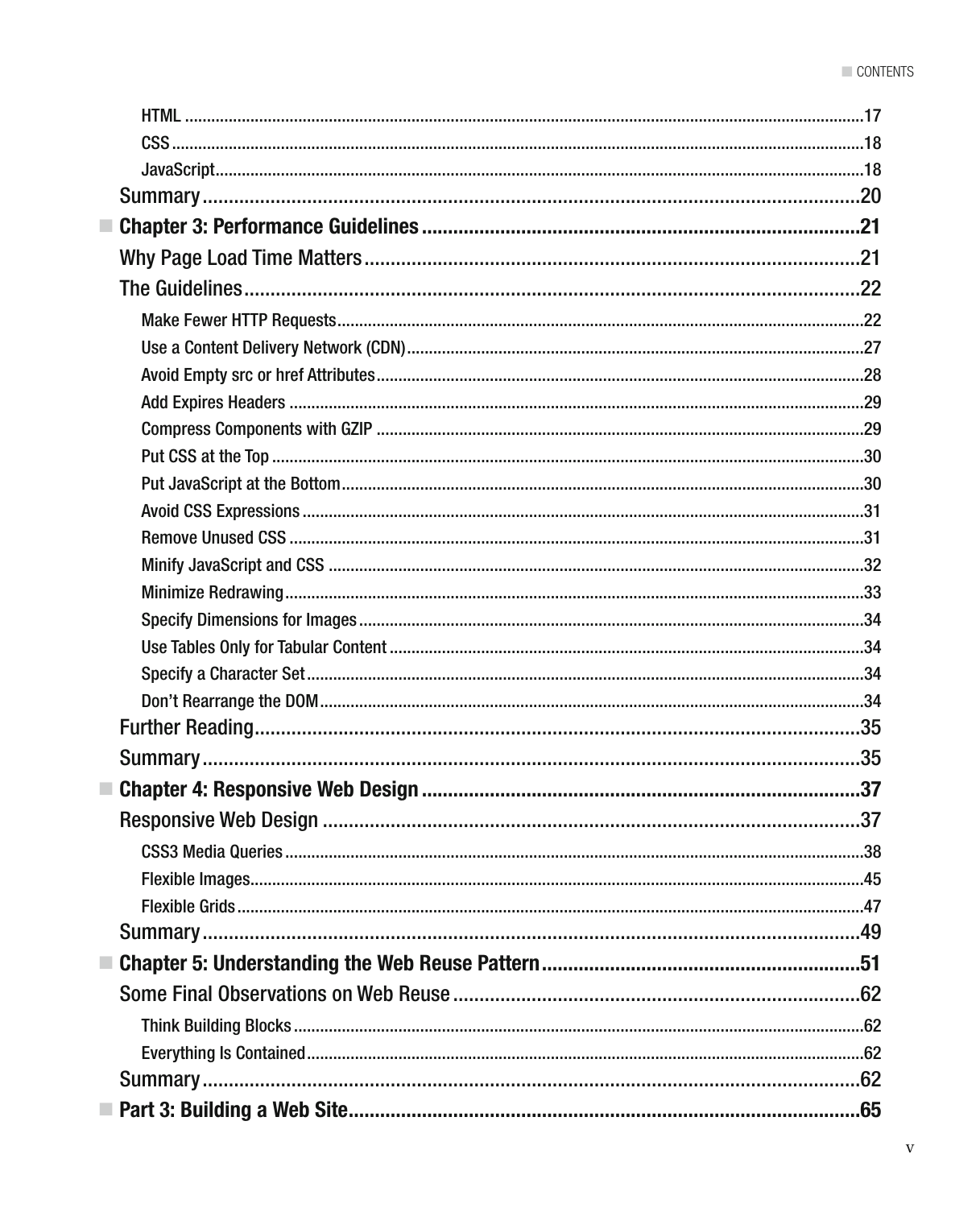- HTML ... 17
- CSS ... 18
- JavaScript ... 18

Summary ... 20

**Chapter 3: Performance Guidelines ... 21**

Why Page Load Time Matters ... 21

The Guidelines ... 22

- Make Fewer HTTP Requests ... 22
- Use a Content Delivery Network (CDN) ... 27
- Avoid Empty src or href Attributes ... 28
- Add Expires Headers ... 29
- Compress Components with GZIP ... 29
- Put CSS at the Top ... 30
- Put JavaScript at the Bottom ... 30
- Avoid CSS Expressions ... 31
- Remove Unused CSS ... 31
- Minify JavaScript and CSS ... 32
- Minimize Redrawing ... 33
- Specify Dimensions for Images ... 34
- Use Tables Only for Tabular Content ... 34
- Specify a Character Set ... 34
- Don't Rearrange the DOM ... 34

Further Reading ... 35

Summary ... 35

**Chapter 4: Responsive Web Design ... 37**

Responsive Web Design ... 37

- CSS3 Media Queries ... 38
- Flexible Images ... 45
- Flexible Grids ... 47

Summary ... 49

**Chapter 5: Understanding the Web Reuse Pattern ... 51**

Some Final Observations on Web Reuse ... 62

- Think Building Blocks ... 62
- Everything Is Contained ... 62

Summary ... 62

**Part 3: Building a Web Site ... 65**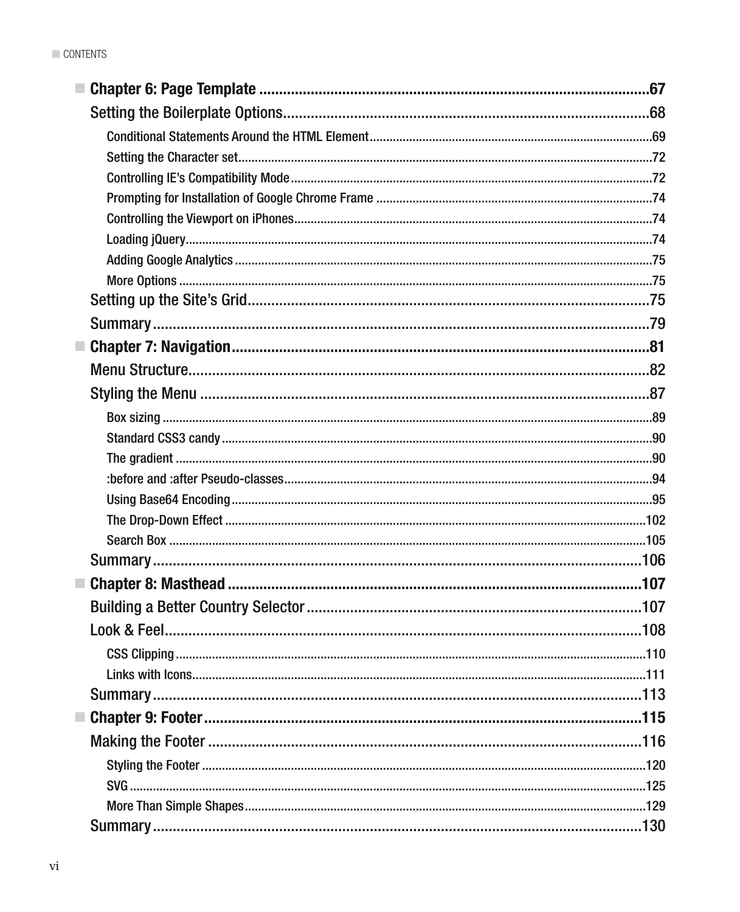- **Chapter 6: Page Template** .....67
  - Setting the Boilerplate Options .....68
    - Conditional Statements Around the HTML Element .....69
    - Setting the Character set .....72
    - Controlling IE's Compatibility Mode .....72
    - Prompting for Installation of Google Chrome Frame .....74
    - Controlling the Viewport on iPhones .....74
    - Loading jQuery .....74
    - Adding Google Analytics .....75
    - More Options .....75
  - Setting up the Site's Grid .....75
  - Summary .....79
- **Chapter 7: Navigation** .....81
  - Menu Structure .....82
  - Styling the Menu .....87
    - Box sizing .....89
    - Standard CSS3 candy .....90
    - The gradient .....90
    - :before and :after Pseudo-classes .....94
    - Using Base64 Encoding .....95
    - The Drop-Down Effect .....102
    - Search Box .....105
  - Summary .....106
- **Chapter 8: Masthead** .....107
  - Building a Better Country Selector .....107
  - Look & Feel .....108
    - CSS Clipping .....110
    - Links with Icons .....111
  - Summary .....113
- **Chapter 9: Footer** .....115
  - Making the Footer .....116
    - Styling the Footer .....120
    - SVG .....125
    - More Than Simple Shapes .....129
  - Summary .....130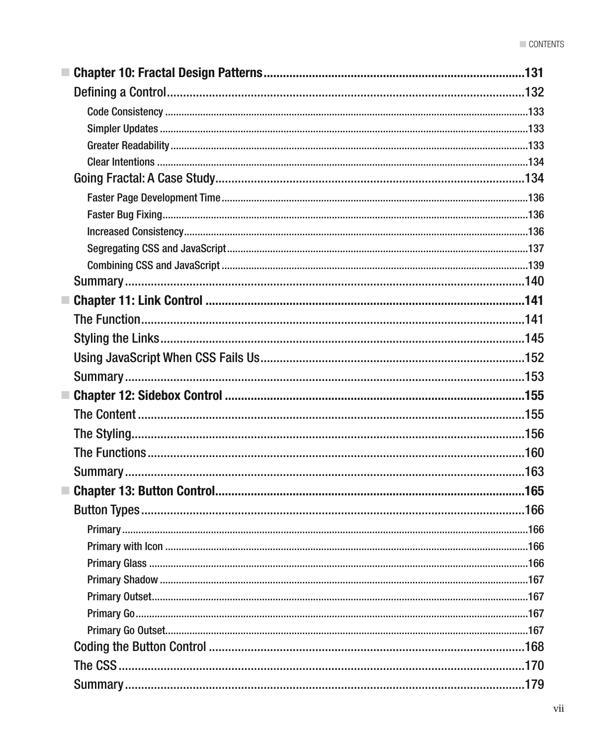- **Chapter 10: Fractal Design Patterns** ... 131
  - Defining a Control ... 132
    - Code Consistency ... 133
    - Simpler Updates ... 133
    - Greater Readability ... 133
    - Clear Intentions ... 134
  - Going Fractal: A Case Study ... 134
    - Faster Page Development Time ... 136
    - Faster Bug Fixing ... 136
    - Increased Consistency ... 136
    - Segregating CSS and JavaScript ... 137
    - Combining CSS and JavaScript ... 139
  - Summary ... 140
- **Chapter 11: Link Control** ... 141
  - The Function ... 141
  - Styling the Links ... 145
  - Using JavaScript When CSS Fails Us ... 152
  - Summary ... 153
- **Chapter 12: Sidebox Control** ... 155
  - The Content ... 155
  - The Styling ... 156
  - The Functions ... 160
  - Summary ... 163
- **Chapter 13: Button Control** ... 165
  - Button Types ... 166
    - Primary ... 166
    - Primary with Icon ... 166
    - Primary Glass ... 166
    - Primary Shadow ... 167
    - Primary Outset ... 167
    - Primary Go ... 167
    - Primary Go Outset ... 167
  - Coding the Button Control ... 168
  - The CSS ... 170
  - Summary ... 179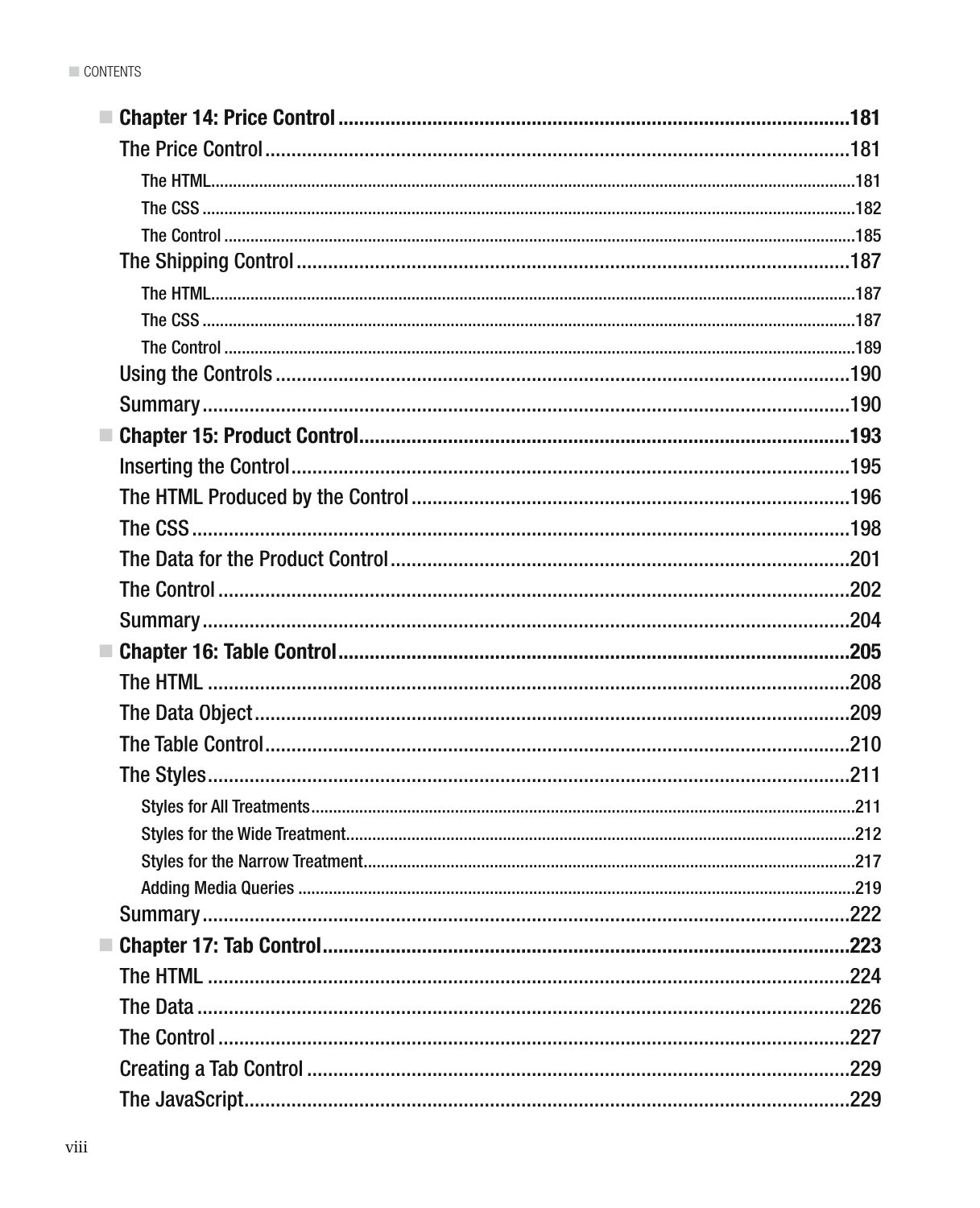- **Chapter 14: Price Control** ... 181
  - The Price Control ... 181
    - The HTML ... 181
    - The CSS ... 182
    - The Control ... 185
  - The Shipping Control ... 187
    - The HTML ... 187
    - The CSS ... 187
    - The Control ... 189
  - Using the Controls ... 190
  - Summary ... 190
- **Chapter 15: Product Control** ... 193
  - Inserting the Control ... 195
  - The HTML Produced by the Control ... 196
  - The CSS ... 198
  - The Data for the Product Control ... 201
  - The Control ... 202
  - Summary ... 204
- **Chapter 16: Table Control** ... 205
  - The HTML ... 208
  - The Data Object ... 209
  - The Table Control ... 210
  - The Styles ... 211
    - Styles for All Treatments ... 211
    - Styles for the Wide Treatment ... 212
    - Styles for the Narrow Treatment ... 217
    - Adding Media Queries ... 219
  - Summary ... 222
- **Chapter 17: Tab Control** ... 223
  - The HTML ... 224
  - The Data ... 226
  - The Control ... 227
  - Creating a Tab Control ... 229
  - The JavaScript ... 229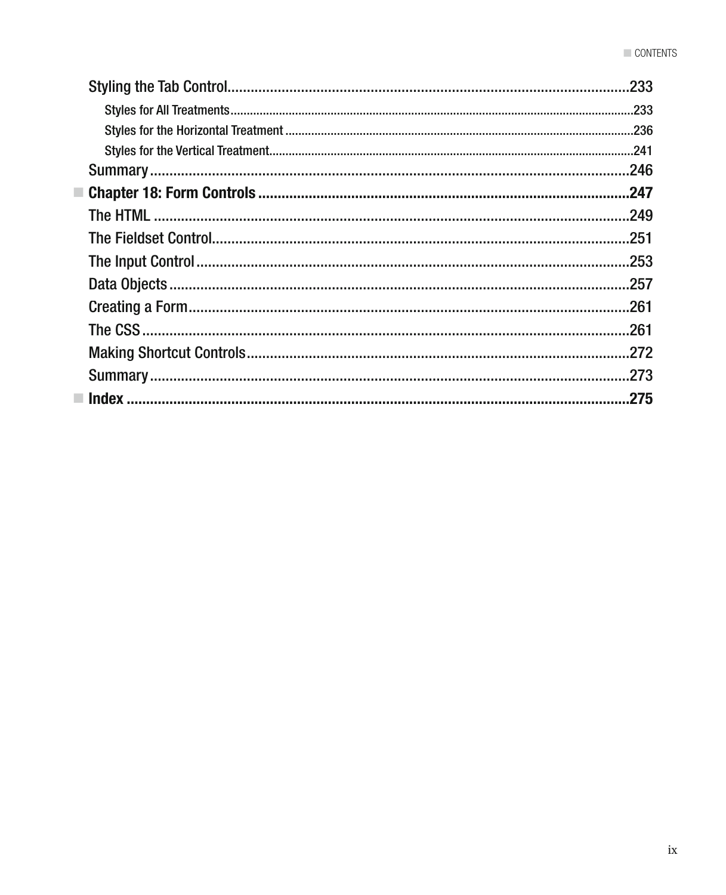Styling the Tab Control ........................................................................................ 233

- Styles for All Treatments ........................................................................................ 233
- Styles for the Horizontal Treatment ........................................................................................ 236
- Styles for the Vertical Treatment ........................................................................................ 241

Summary ........................................................................................ 246

**Chapter 18: Form Controls ........................................................................................ 247**

The HTML ........................................................................................ 249

The Fieldset Control ........................................................................................ 251

The Input Control ........................................................................................ 253

Data Objects ........................................................................................ 257

Creating a Form ........................................................................................ 261

The CSS ........................................................................................ 261

Making Shortcut Controls ........................................................................................ 272

Summary ........................................................................................ 273

**Index ........................................................................................ 275**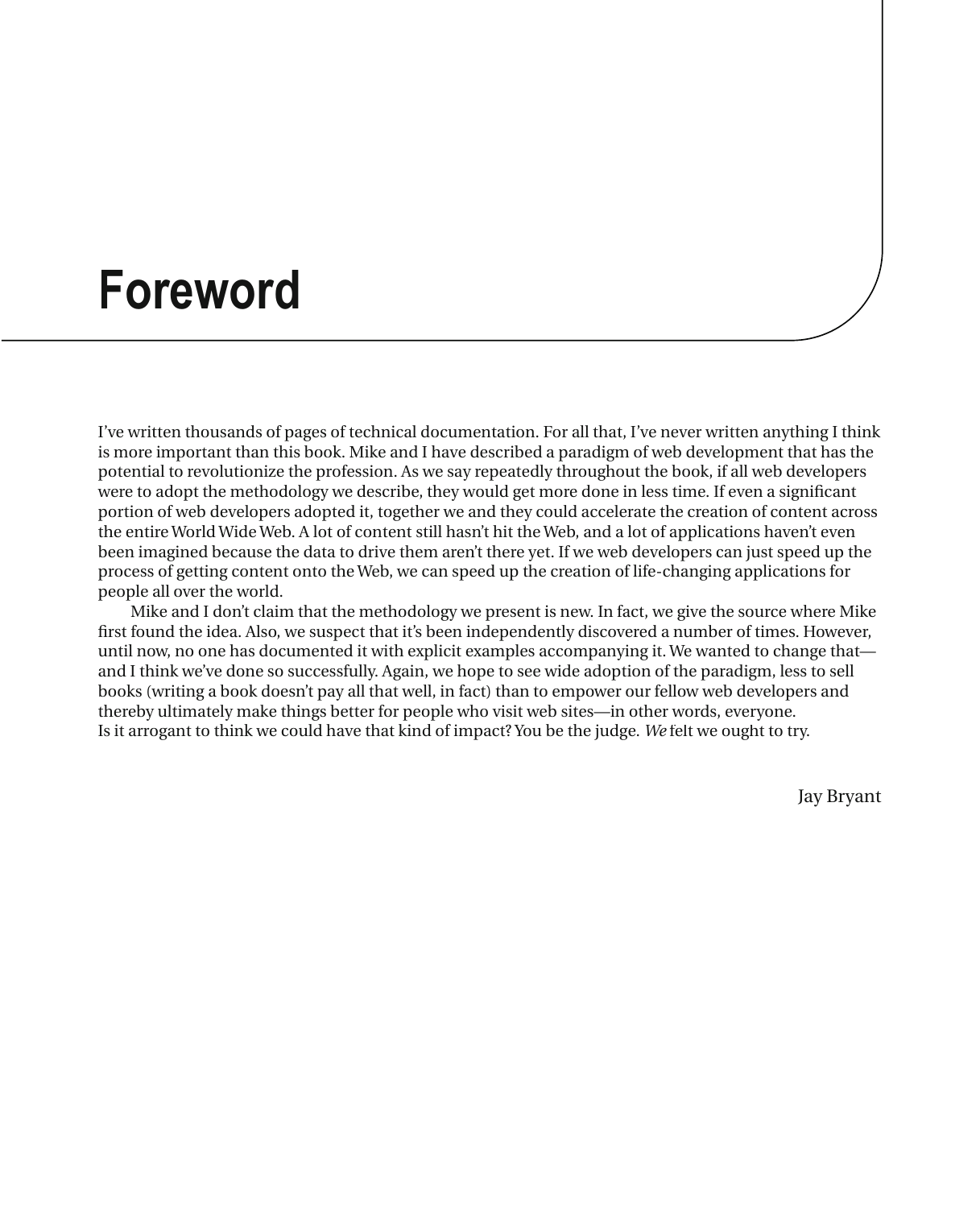# Foreword

I've written thousands of pages of technical documentation. For all that, I've never written anything I think is more important than this book. Mike and I have described a paradigm of web development that has the potential to revolutionize the profession. As we say repeatedly throughout the book, if all web developers were to adopt the methodology we describe, they would get more done in less time. If even a significant portion of web developers adopted it, together we and they could accelerate the creation of content across the entire World Wide Web. A lot of content still hasn't hit the Web, and a lot of applications haven't even been imagined because the data to drive them aren't there yet. If we web developers can just speed up the process of getting content onto the Web, we can speed up the creation of life-changing applications for people all over the world.

Mike and I don't claim that the methodology we present is new. In fact, we give the source where Mike first found the idea. Also, we suspect that it's been independently discovered a number of times. However, until now, no one has documented it with explicit examples accompanying it. We wanted to change that—and I think we've done so successfully. Again, we hope to see wide adoption of the paradigm, less to sell books (writing a book doesn't pay all that well, in fact) than to empower our fellow web developers and thereby ultimately make things better for people who visit web sites—in other words, everyone.
Is it arrogant to think we could have that kind of impact? You be the judge. *We* felt we ought to try.

Jay Bryant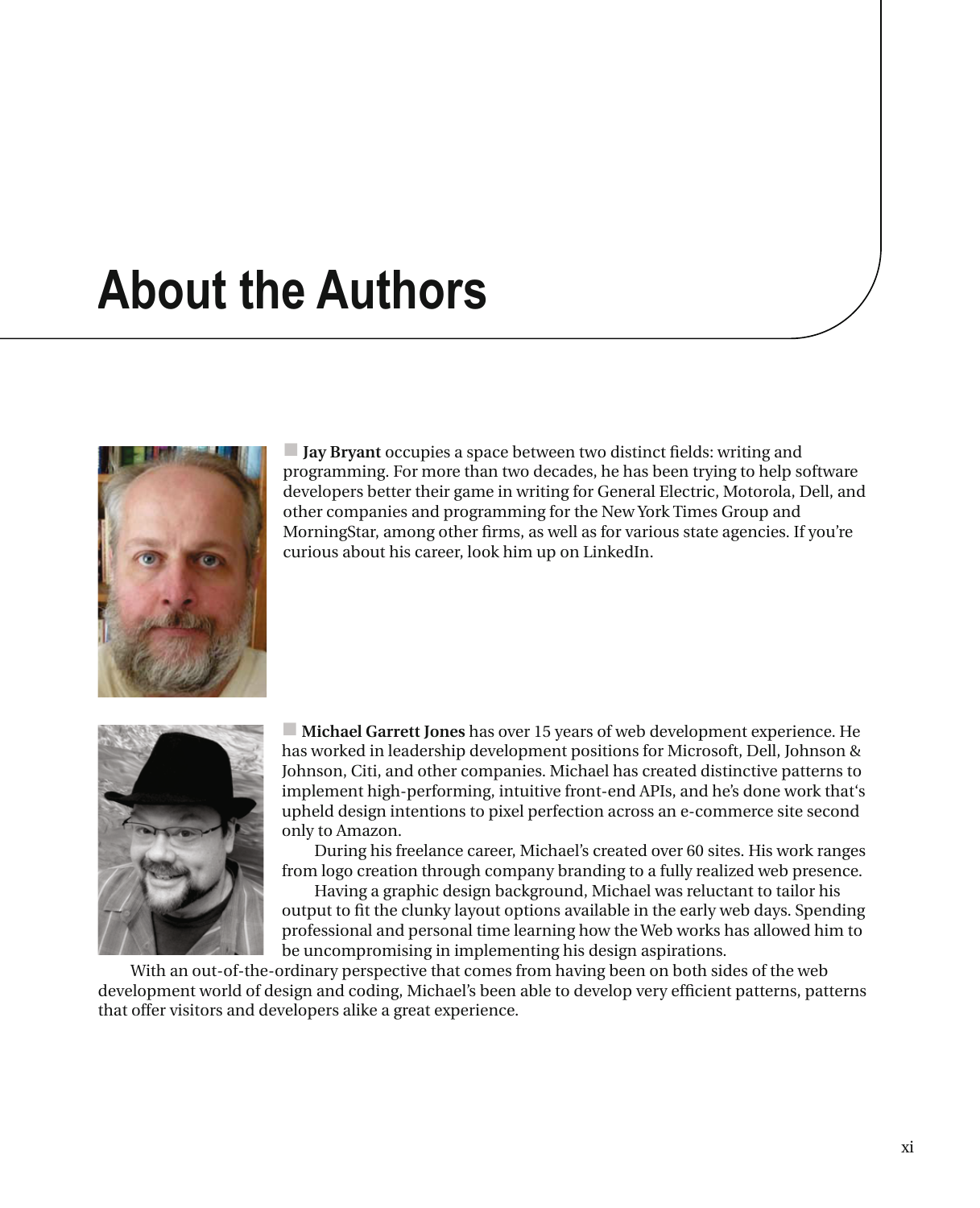# About the Authors

**Jay Bryant** occupies a space between two distinct fields: writing and programming. For more than two decades, he has been trying to help software developers better their game in writing for General Electric, Motorola, Dell, and other companies and programming for the New York Times Group and MorningStar, among other firms, as well as for various state agencies. If you're curious about his career, look him up on LinkedIn.

**Michael Garrett Jones** has over 15 years of web development experience. He has worked in leadership development positions for Microsoft, Dell, Johnson & Johnson, Citi, and other companies. Michael has created distinctive patterns to implement high-performing, intuitive front-end APIs, and he's done work that's upheld design intentions to pixel perfection across an e-commerce site second only to Amazon.

During his freelance career, Michael's created over 60 sites. His work ranges from logo creation through company branding to a fully realized web presence.

Having a graphic design background, Michael was reluctant to tailor his output to fit the clunky layout options available in the early web days. Spending professional and personal time learning how the Web works has allowed him to be uncompromising in implementing his design aspirations.

With an out-of-the-ordinary perspective that comes from having been on both sides of the web development world of design and coding, Michael's been able to develop very efficient patterns, patterns that offer visitors and developers alike a great experience.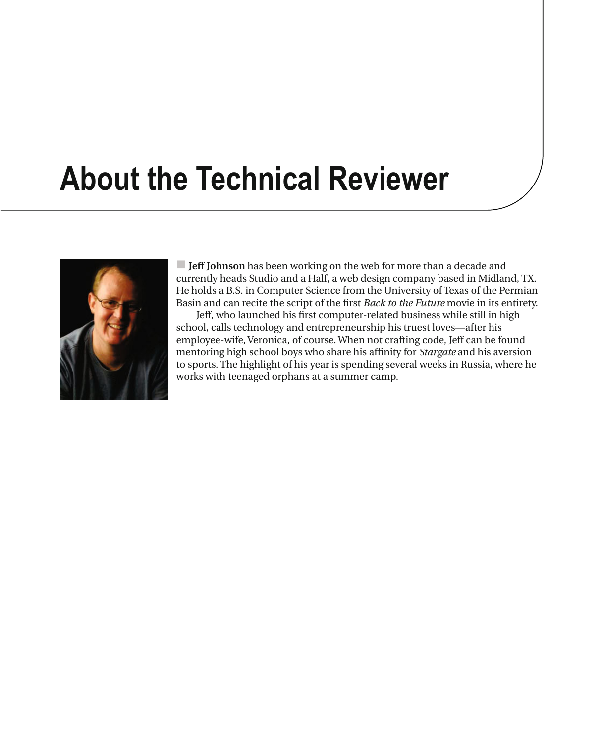# About the Technical Reviewer

**Jeff Johnson** has been working on the web for more than a decade and currently heads Studio and a Half, a web design company based in Midland, TX. He holds a B.S. in Computer Science from the University of Texas of the Permian Basin and can recite the script of the first *Back to the Future* movie in its entirety.

Jeff, who launched his first computer-related business while still in high school, calls technology and entrepreneurship his truest loves—after his employee-wife, Veronica, of course. When not crafting code, Jeff can be found mentoring high school boys who share his affinity for *Stargate* and his aversion to sports. The highlight of his year is spending several weeks in Russia, where he works with teenaged orphans at a summer camp.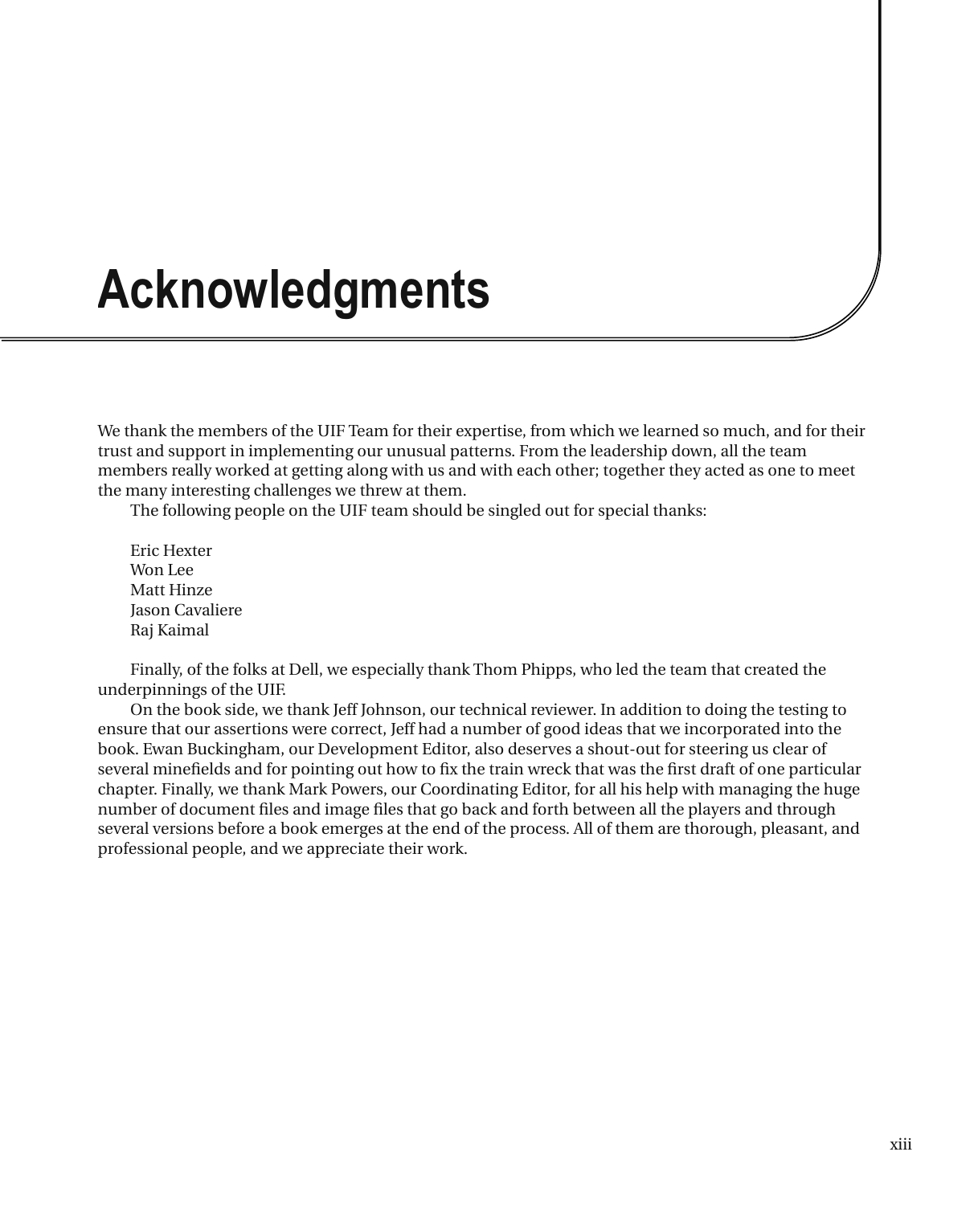# Acknowledgments

We thank the members of the UIF Team for their expertise, from which we learned so much, and for their trust and support in implementing our unusual patterns. From the leadership down, all the team members really worked at getting along with us and with each other; together they acted as one to meet the many interesting challenges we threw at them.

The following people on the UIF team should be singled out for special thanks:

Eric Hexter
Won Lee
Matt Hinze
Jason Cavaliere
Raj Kaimal

Finally, of the folks at Dell, we especially thank Thom Phipps, who led the team that created the underpinnings of the UIF.

On the book side, we thank Jeff Johnson, our technical reviewer. In addition to doing the testing to ensure that our assertions were correct, Jeff had a number of good ideas that we incorporated into the book. Ewan Buckingham, our Development Editor, also deserves a shout-out for steering us clear of several minefields and for pointing out how to fix the train wreck that was the first draft of one particular chapter. Finally, we thank Mark Powers, our Coordinating Editor, for all his help with managing the huge number of document files and image files that go back and forth between all the players and through several versions before a book emerges at the end of the process. All of them are thorough, pleasant, and professional people, and we appreciate their work.